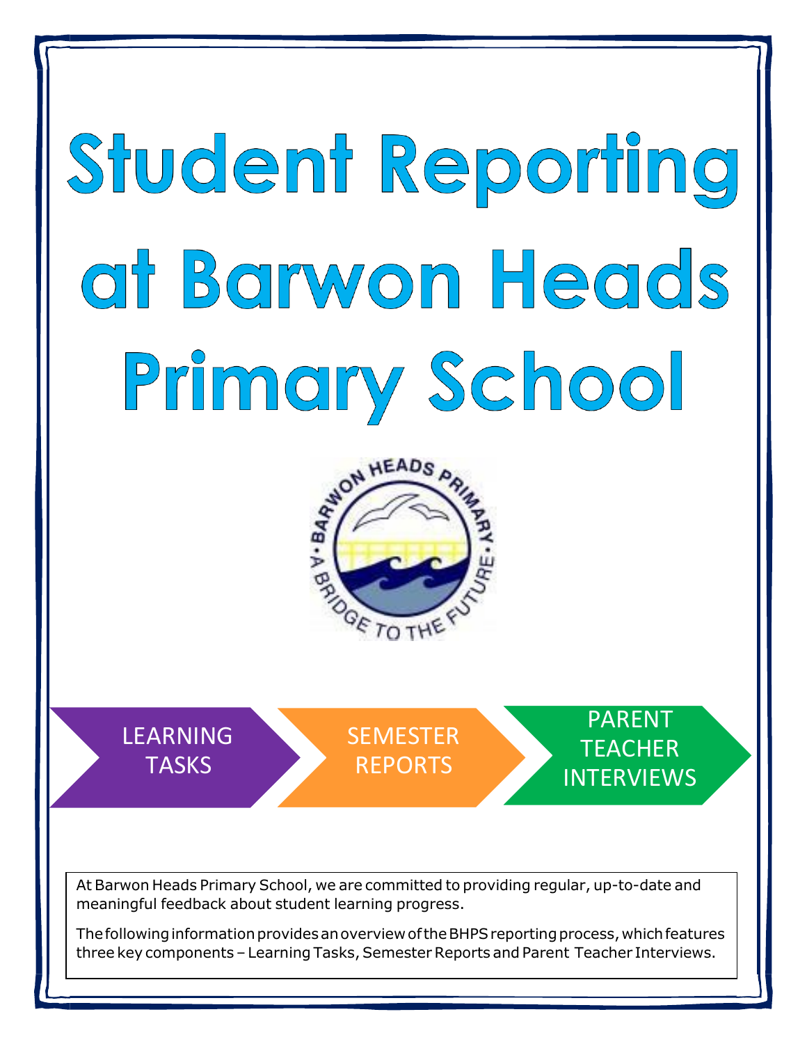# Student Reporting at Barwon Heads Primary School

LEARNING TASKS

SEMESTER REPORTS

PARENT TEACHER INTERVIEWS

At Barwon Heads Primary School, we are committed to providing regular, up-to-date and meaningful feedback about student learning progress.

The following information provides an overview of the BHPS reporting process, which features three key components – Learning Tasks, Semester Reports and Parent Teacher Interviews.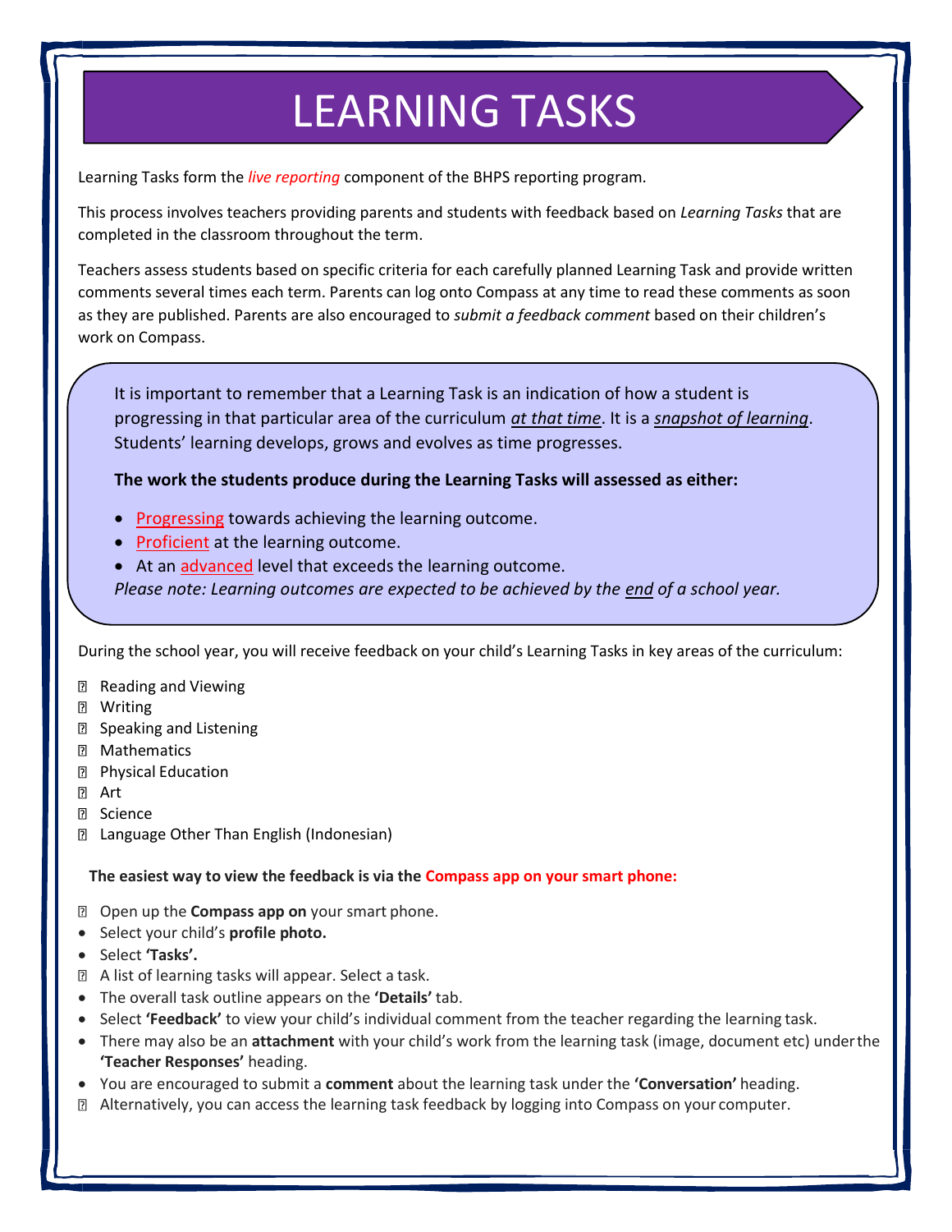# LEARNING TASKS

Learning Tasks form the *live reporting* component of the BHPS reporting program.

This process involves teachers providing parents and students with feedback based on *Learning Tasks* that are completed in the classroom throughout the term.

Teachers assess students based on specific criteria for each carefully planned Learning Task and provide written comments several times each term. Parents can log onto Compass at any time to read these comments as soon as they are published. Parents are also encouraged to *submit a feedback comment* based on their children's work on Compass.

It is important to remember that a Learning Task is an indication of how a student is progressing in that particular area of the curriculum *at that time*. It is a *snapshot of learning*. Students' learning develops, grows and evolves as time progresses.

**The work the students produce during the Learning Tasks will assessed as either:**

- Progressing towards achieving the learning outcome.
- Proficient at the learning outcome.
- At an advanced level that exceeds the learning outcome.

*Please note: Learning outcomes are expected to be achieved by the end of a school year.*

During the school year, you will receive feedback on your child's Learning Tasks in key areas of the curriculum:

- Reading and Viewing
- Writing
- Speaking and Listening
- Mathematics
- Physical Education
- Art
- Science
- Language Other Than English (Indonesian)

**The easiest way to view the feedback is via the Compass app on your smart phone:**

- Open up the **Compass app on** your smart phone.
- Select your child's **profile photo.**
- Select **'Tasks'.**
- A list of learning tasks will appear. Select a task.
- The overall task outline appears on the **'Details'** tab.
- Select **'Feedback'** to view your child's individual comment from the teacher regarding the learning task.
- There may also be an **attachment** with your child's work from the learning task (image, document etc) under the **'Teacher Responses'** heading.
- You are encouraged to submit a **comment** about the learning task under the **'Conversation'** heading.
- Alternatively, you can access the learning task feedback by logging into Compass on your computer.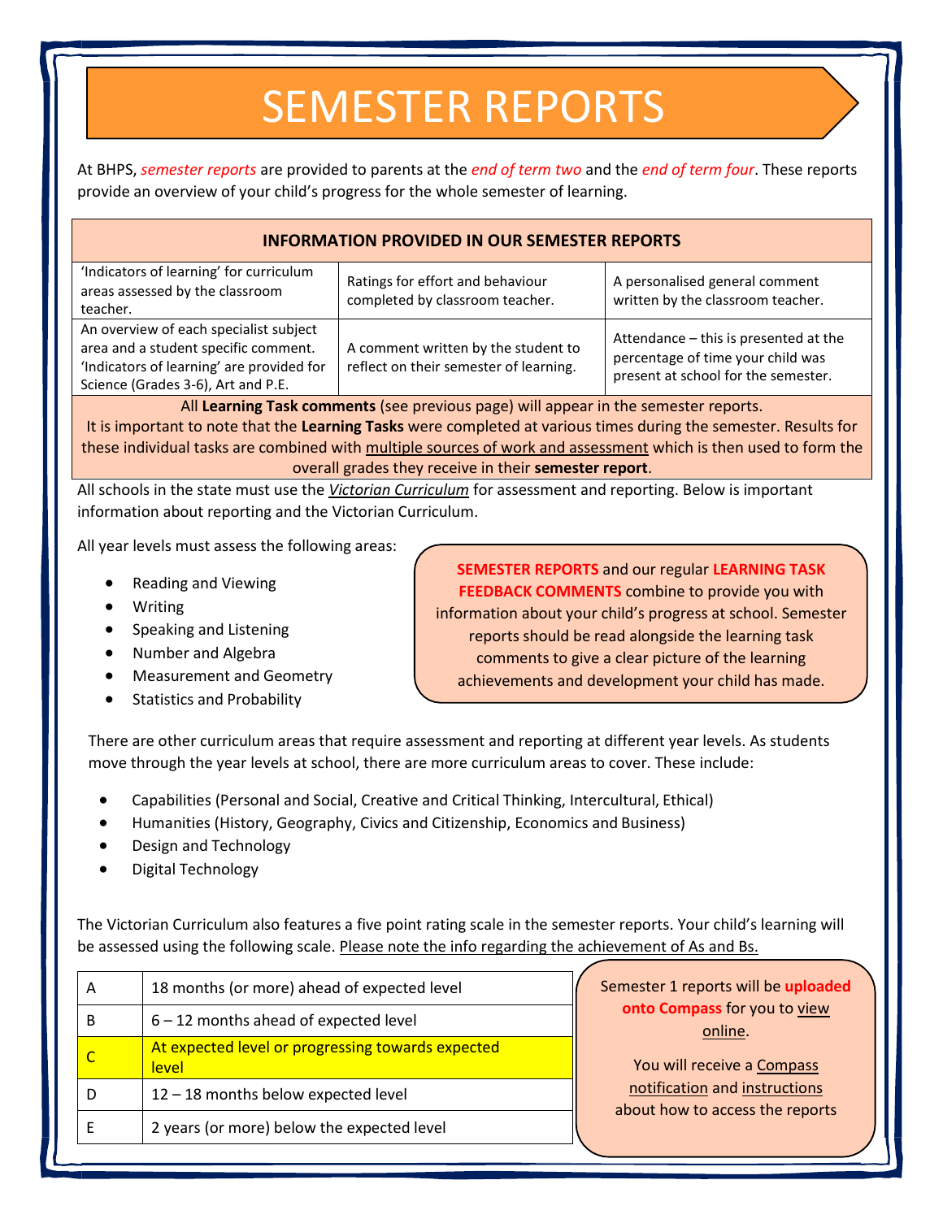# SEMESTER REPORTS

At BHPS, *semester reports* are provided to parents at the *end of term two* and the *end of term four*. These reports provide an overview of your child's progress for the whole semester of learning.

| INFORMATION PROVIDED IN OUR SEMESTER REPORTS | | |
|---|---|---|
| 'Indicators of learning' for curriculum areas assessed by the classroom teacher. | Ratings for effort and behaviour completed by classroom teacher. | A personalised general comment written by the classroom teacher. |
| An overview of each specialist subject area and a student specific comment. 'Indicators of learning' are provided for Science (Grades 3-6), Art and P.E. | A comment written by the student to reflect on their semester of learning. | Attendance – this is presented at the percentage of time your child was present at school for the semester. |

All **Learning Task comments** (see previous page) will appear in the semester reports.
It is important to note that the **Learning Tasks** were completed at various times during the semester. Results for these individual tasks are combined with multiple sources of work and assessment which is then used to form the overall grades they receive in their **semester report**.

All schools in the state must use the *Victorian Curriculum* for assessment and reporting. Below is important information about reporting and the Victorian Curriculum.

All year levels must assess the following areas:

- Reading and Viewing
- Writing
- Speaking and Listening
- Number and Algebra
- Measurement and Geometry
- Statistics and Probability

**SEMESTER REPORTS** and our regular **LEARNING TASK FEEDBACK COMMENTS** combine to provide you with information about your child's progress at school. Semester reports should be read alongside the learning task comments to give a clear picture of the learning achievements and development your child has made.

There are other curriculum areas that require assessment and reporting at different year levels. As students move through the year levels at school, there are more curriculum areas to cover. These include:

- Capabilities (Personal and Social, Creative and Critical Thinking, Intercultural, Ethical)
- Humanities (History, Geography, Civics and Citizenship, Economics and Business)
- Design and Technology
- Digital Technology

The Victorian Curriculum also features a five point rating scale in the semester reports. Your child's learning will be assessed using the following scale. Please note the info regarding the achievement of As and Bs.

| Grade | Description |
|---|---|
| A | 18 months (or more) ahead of expected level |
| B | 6 – 12 months ahead of expected level |
| C | At expected level or progressing towards expected level |
| D | 12 – 18 months below expected level |
| E | 2 years (or more) below the expected level |

Semester 1 reports will be **uploaded onto Compass** for you to view online.

You will receive a Compass notification and instructions about how to access the reports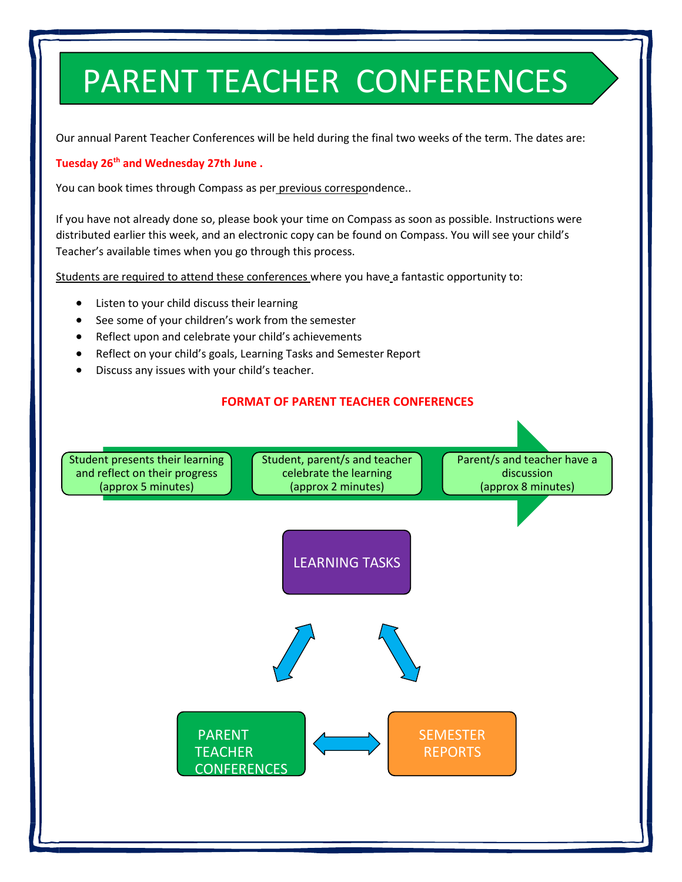# PARENT TEACHER CONFERENCES

Our annual Parent Teacher Conferences will be held during the final two weeks of the term. The dates are:

**Tuesday 26th and Wednesday 27th June .**

You can book times through Compass as per previous correspondence..

If you have not already done so, please book your time on Compass as soon as possible. Instructions were distributed earlier this week, and an electronic copy can be found on Compass. You will see your child's Teacher's available times when you go through this process.

Students are required to attend these conferences where you have a fantastic opportunity to:

- Listen to your child discuss their learning
- See some of your children's work from the semester
- Reflect upon and celebrate your child's achievements
- Reflect on your child's goals, Learning Tasks and Semester Report
- Discuss any issues with your child's teacher.

**FORMAT OF PARENT TEACHER CONFERENCES**

Student presents their learning and reflect on their progress (approx 5 minutes)

Student, parent/s and teacher celebrate the learning (approx 2 minutes)

Parent/s and teacher have a discussion (approx 8 minutes)

LEARNING TASKS

PARENT TEACHER CONFERENCES

SEMESTER REPORTS